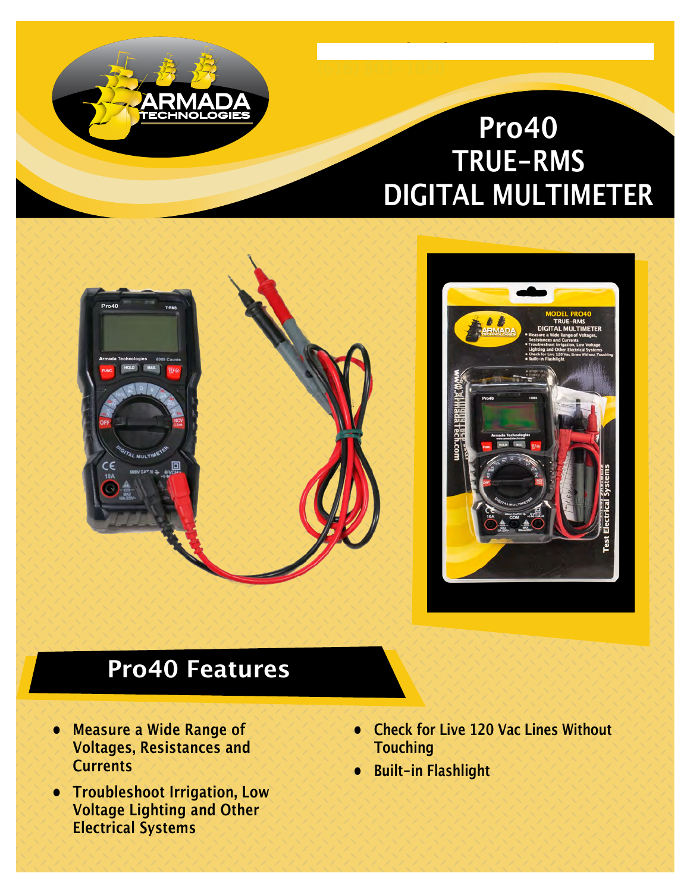# Pro40 TRUE-RMS DIGITAL MULTIMETER

## Pro40 Features

- Measure a Wide Range of Voltages, Resistances and Currents
- Troubleshoot Irrigation, Low Voltage Lighting and Other Electrical Systems
- Check for Live 120 Vac Lines Without Touching
- Built-in Flashlight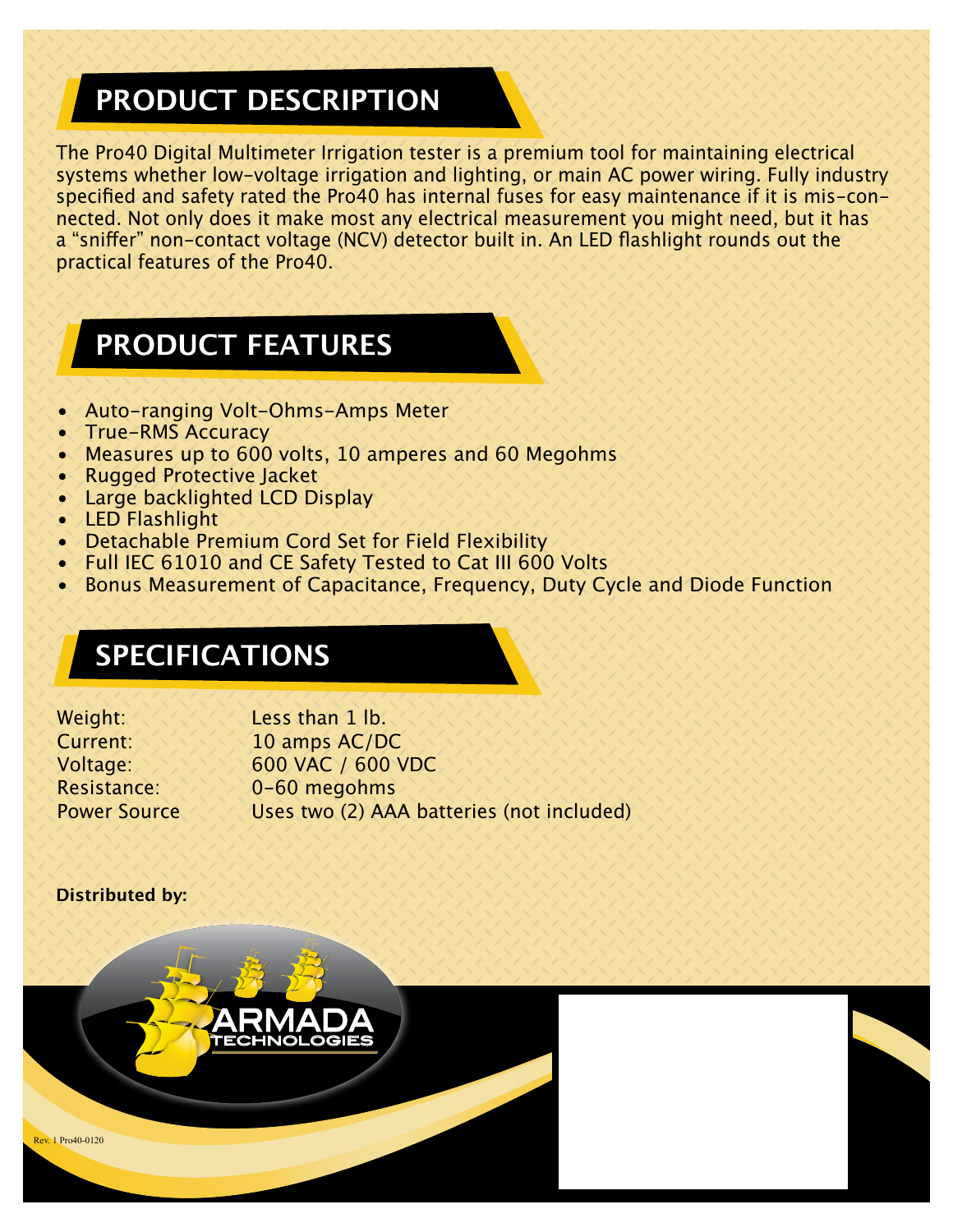## PRODUCT DESCRIPTION

The Pro40 Digital Multimeter Irrigation tester is a premium tool for maintaining electrical systems whether low-voltage irrigation and lighting, or main AC power wiring. Fully industry specified and safety rated the Pro40 has internal fuses for easy maintenance if it is mis-connected. Not only does it make most any electrical measurement you might need, but it has a "sniffer" non-contact voltage (NCV) detector built in. An LED flashlight rounds out the practical features of the Pro40.

## PRODUCT FEATURES

- Auto-ranging Volt-Ohms-Amps Meter
- True-RMS Accuracy
- Measures up to 600 volts, 10 amperes and 60 Megohms
- Rugged Protective Jacket
- Large backlighted LCD Display
- LED Flashlight
- Detachable Premium Cord Set for Field Flexibility
- Full IEC 61010 and CE Safety Tested to Cat III 600 Volts
- Bonus Measurement of Capacitance, Frequency, Duty Cycle and Diode Function

## SPECIFICATIONS

| | |
|---|---|
| Weight: | Less than 1 lb. |
| Current: | 10 amps AC/DC |
| Voltage: | 600 VAC / 600 VDC |
| Resistance: | 0-60 megohms |
| Power Source | Uses two (2) AAA batteries (not included) |

**Distributed by:**

ARMADA TECHNOLOGIES

Rev. 1 Pro40-0120